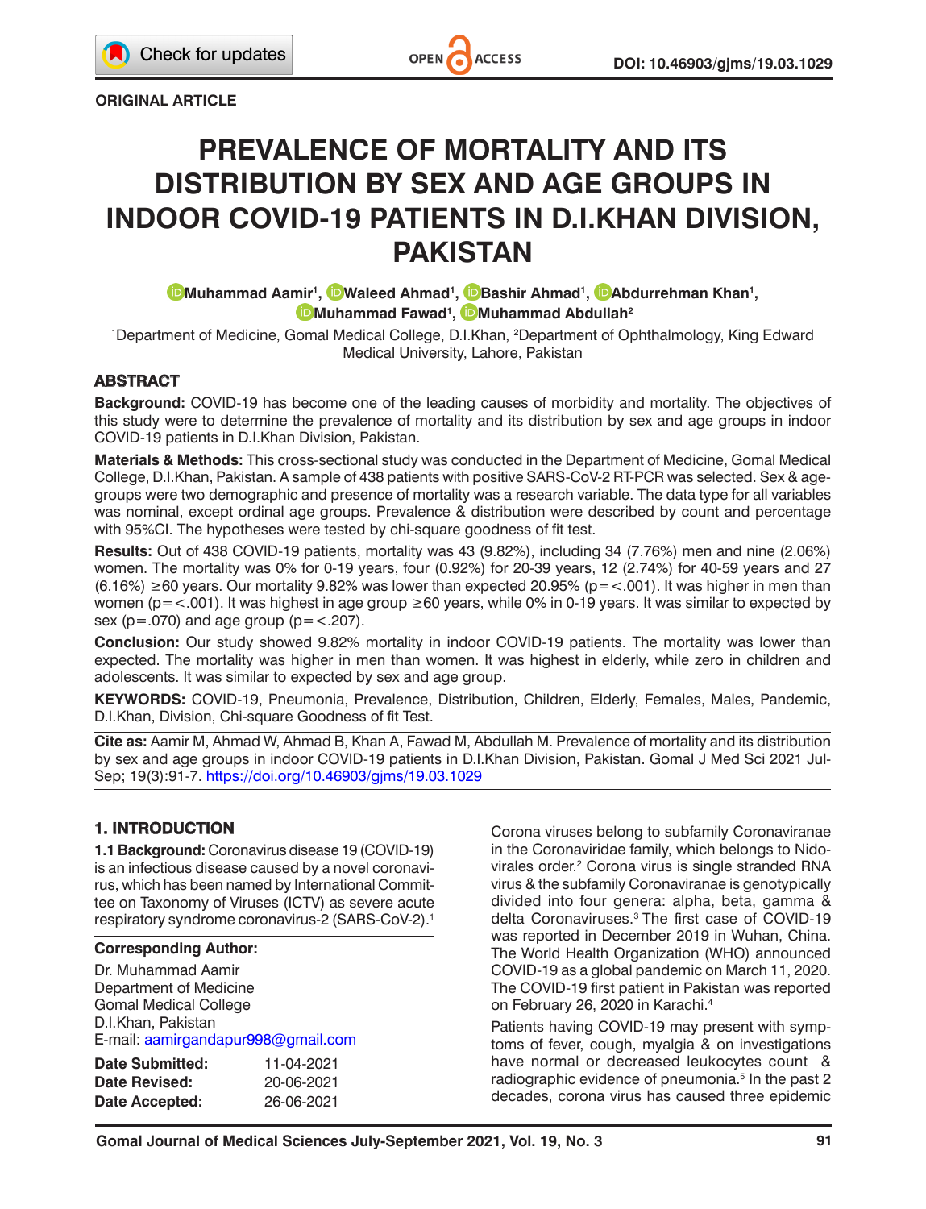**ORIGINAL ARTICLE**

# PREVALENCE OF MORTALITY AND ITS DISTRIBUTION BY SEX AND AGE GROUPS IN INDOOR COVID-19 PATIENTS IN D.I.KHAN DIVISION, PAKISTAN

**Muhammad Aamir**[1], **Waleed Ahmad**[1], **Bashir Ahmad**[1], **Abdurrehman Khan**[1], **Muhammad Fawad**[1], **Muhammad Abdullah**[2]

[1]Department of Medicine, Gomal Medical College, D.I.Khan, [2]Department of Ophthalmology, King Edward Medical University, Lahore, Pakistan

## ABSTRACT

**Background:** COVID-19 has become one of the leading causes of morbidity and mortality. The objectives of this study were to determine the prevalence of mortality and its distribution by sex and age groups in indoor COVID-19 patients in D.I.Khan Division, Pakistan.

**Materials & Methods:** This cross-sectional study was conducted in the Department of Medicine, Gomal Medical College, D.I.Khan, Pakistan. A sample of 438 patients with positive SARS-CoV-2 RT-PCR was selected. Sex & age-groups were two demographic and presence of mortality was a research variable. The data type for all variables was nominal, except ordinal age groups. Prevalence & distribution were described by count and percentage with 95%CI. The hypotheses were tested by chi-square goodness of fit test.

**Results:** Out of 438 COVID-19 patients, mortality was 43 (9.82%), including 34 (7.76%) men and nine (2.06%) women. The mortality was 0% for 0-19 years, four (0.92%) for 20-39 years, 12 (2.74%) for 40-59 years and 27 (6.16%) ≥60 years. Our mortality 9.82% was lower than expected 20.95% (p=<.001). It was higher in men than women (p=<.001). It was highest in age group ≥60 years, while 0% in 0-19 years. It was similar to expected by sex (p=.070) and age group (p=<.207).

**Conclusion:** Our study showed 9.82% mortality in indoor COVID-19 patients. The mortality was lower than expected. The mortality was higher in men than women. It was highest in elderly, while zero in children and adolescents. It was similar to expected by sex and age group.

**KEYWORDS:** COVID-19, Pneumonia, Prevalence, Distribution, Children, Elderly, Females, Males, Pandemic, D.I.Khan, Division, Chi-square Goodness of fit Test.

**Cite as:** Aamir M, Ahmad W, Ahmad B, Khan A, Fawad M, Abdullah M. Prevalence of mortality and its distribution by sex and age groups in indoor COVID-19 patients in D.I.Khan Division, Pakistan. Gomal J Med Sci 2021 Jul-Sep; 19(3):91-7. https://doi.org/10.46903/gjms/19.03.1029

## 1. INTRODUCTION

**1.1 Background:** Coronavirus disease 19 (COVID-19) is an infectious disease caused by a novel coronavirus, which has been named by International Committee on Taxonomy of Viruses (ICTV) as severe acute respiratory syndrome coronavirus-2 (SARS-CoV-2).[1]

Corona viruses belong to subfamily Coronaviranae in the Coronaviridae family, which belongs to Nidovirales order.[2] Corona virus is single stranded RNA virus & the subfamily Coronaviranae is genotypically divided into four genera: alpha, beta, gamma & delta Coronaviruses.[3] The first case of COVID-19 was reported in December 2019 in Wuhan, China. The World Health Organization (WHO) announced COVID-19 as a global pandemic on March 11, 2020. The COVID-19 first patient in Pakistan was reported on February 26, 2020 in Karachi.[4]

Patients having COVID-19 may present with symptoms of fever, cough, myalgia & on investigations have normal or decreased leukocytes count & radiographic evidence of pneumonia.[5] In the past 2 decades, corona virus has caused three epidemic

**Corresponding Author:**
Dr. Muhammad Aamir
Department of Medicine
Gomal Medical College
D.I.Khan, Pakistan
E-mail: aamirgandapur998@gmail.com

| | |
|---|---|
| **Date Submitted:** | 11-04-2021 |
| **Date Revised:** | 20-06-2021 |
| **Date Accepted:** | 26-06-2021 |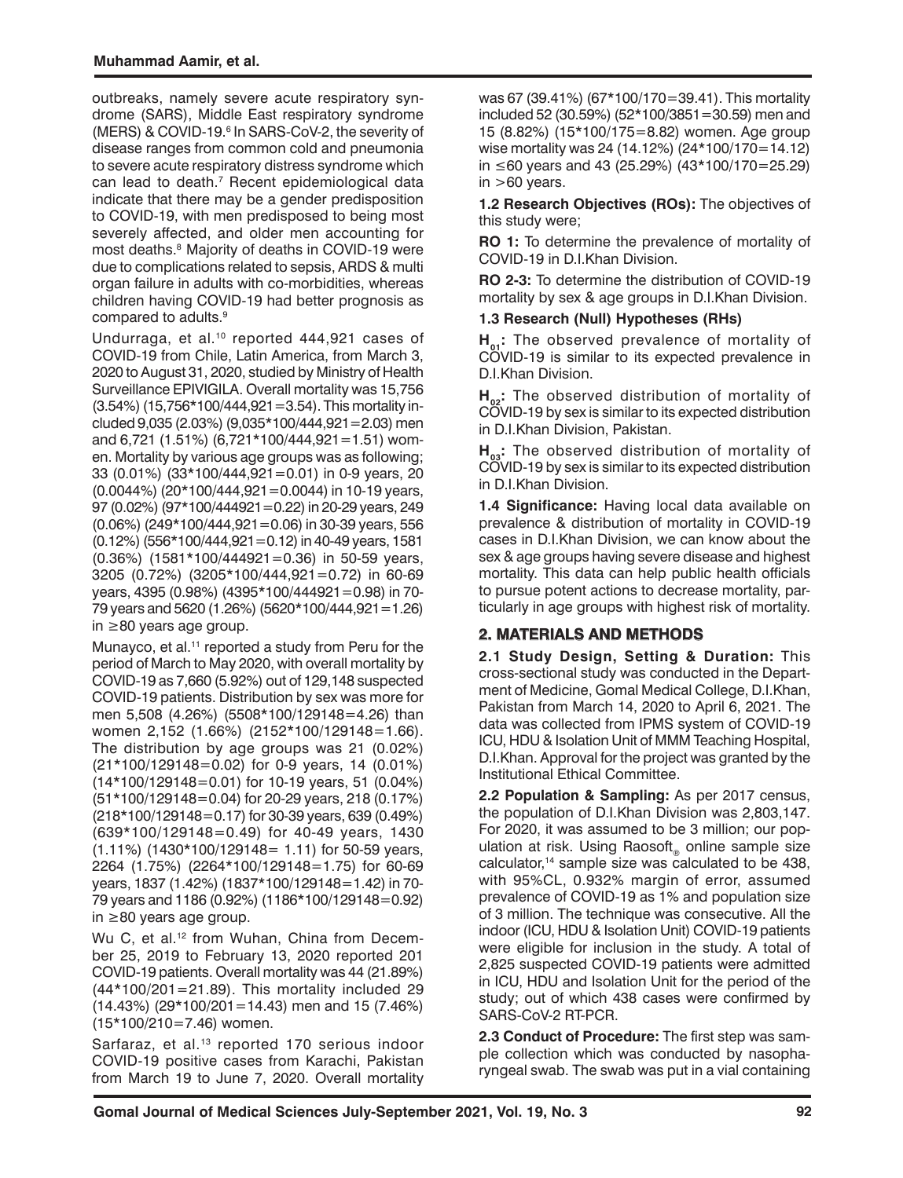outbreaks, namely severe acute respiratory syndrome (SARS), Middle East respiratory syndrome (MERS) & COVID-19.[6] In SARS-CoV-2, the severity of disease ranges from common cold and pneumonia to severe acute respiratory distress syndrome which can lead to death.[7] Recent epidemiological data indicate that there may be a gender predisposition to COVID-19, with men predisposed to being most severely affected, and older men accounting for most deaths.[8] Majority of deaths in COVID-19 were due to complications related to sepsis, ARDS & multi organ failure in adults with co-morbidities, whereas children having COVID-19 had better prognosis as compared to adults.[9]

Undurraga, et al.[10] reported 444,921 cases of COVID-19 from Chile, Latin America, from March 3, 2020 to August 31, 2020, studied by Ministry of Health Surveillance EPIVIGILA. Overall mortality was 15,756 (3.54%) (15,756*100/444,921=3.54). This mortality included 9,035 (2.03%) (9,035*100/444,921=2.03) men and 6,721 (1.51%) (6,721*100/444,921=1.51) women. Mortality by various age groups was as following; 33 (0.01%) (33*100/444,921=0.01) in 0-9 years, 20 (0.0044%) (20*100/444,921=0.0044) in 10-19 years, 97 (0.02%) (97*100/444921=0.22) in 20-29 years, 249 (0.06%) (249*100/444,921=0.06) in 30-39 years, 556 (0.12%) (556*100/444,921=0.12) in 40-49 years, 1581 (0.36%) (1581*100/444921=0.36) in 50-59 years, 3205 (0.72%) (3205*100/444,921=0.72) in 60-69 years, 4395 (0.98%) (4395*100/444921=0.98) in 70-79 years and 5620 (1.26%) (5620*100/444,921=1.26) in ≥80 years age group.

Munayco, et al.[11] reported a study from Peru for the period of March to May 2020, with overall mortality by COVID-19 as 7,660 (5.92%) out of 129,148 suspected COVID-19 patients. Distribution by sex was more for men 5,508 (4.26%) (5508*100/129148=4.26) than women 2,152 (1.66%) (2152*100/129148=1.66). The distribution by age groups was 21 (0.02%) (21*100/129148=0.02) for 0-9 years, 14 (0.01%) (14*100/129148=0.01) for 10-19 years, 51 (0.04%) (51*100/129148=0.04) for 20-29 years, 218 (0.17%) (218*100/129148=0.17) for 30-39 years, 639 (0.49%) (639*100/129148=0.49) for 40-49 years, 1430 (1.11%) (1430*100/129148= 1.11) for 50-59 years, 2264 (1.75%) (2264*100/129148=1.75) for 60-69 years, 1837 (1.42%) (1837*100/129148=1.42) in 70-79 years and 1186 (0.92%) (1186*100/129148=0.92) in ≥80 years age group.

Wu C, et al.[12] from Wuhan, China from December 25, 2019 to February 13, 2020 reported 201 COVID-19 patients. Overall mortality was 44 (21.89%) (44*100/201=21.89). This mortality included 29 (14.43%) (29*100/201=14.43) men and 15 (7.46%) (15*100/210=7.46) women.

Sarfaraz, et al.[13] reported 170 serious indoor COVID-19 positive cases from Karachi, Pakistan from March 19 to June 7, 2020. Overall mortality was 67 (39.41%) (67*100/170=39.41). This mortality included 52 (30.59%) (52*100/3851=30.59) men and 15 (8.82%) (15*100/175=8.82) women. Age group wise mortality was 24 (14.12%) (24*100/170=14.12) in ≤60 years and 43 (25.29%) (43*100/170=25.29) in >60 years.

**1.2 Research Objectives (ROs):** The objectives of this study were;

**RO 1:** To determine the prevalence of mortality of COVID-19 in D.I.Khan Division.

**RO 2-3:** To determine the distribution of COVID-19 mortality by sex & age groups in D.I.Khan Division.

**1.3 Research (Null) Hypotheses (RHs)**

**$H_{01}$:** The observed prevalence of mortality of COVID-19 is similar to its expected prevalence in D.I.Khan Division.

**$H_{02}$:** The observed distribution of mortality of COVID-19 by sex is similar to its expected distribution in D.I.Khan Division, Pakistan.

**$H_{03}$:** The observed distribution of mortality of COVID-19 by sex is similar to its expected distribution in D.I.Khan Division.

**1.4 Significance:** Having local data available on prevalence & distribution of mortality in COVID-19 cases in D.I.Khan Division, we can know about the sex & age groups having severe disease and highest mortality. This data can help public health officials to pursue potent actions to decrease mortality, particularly in age groups with highest risk of mortality.

## 2. MATERIALS AND METHODS

**2.1 Study Design, Setting & Duration:** This cross-sectional study was conducted in the Department of Medicine, Gomal Medical College, D.I.Khan, Pakistan from March 14, 2020 to April 6, 2021. The data was collected from IPMS system of COVID-19 ICU, HDU & Isolation Unit of MMM Teaching Hospital, D.I.Khan. Approval for the project was granted by the Institutional Ethical Committee.

**2.2 Population & Sampling:** As per 2017 census, the population of D.I.Khan Division was 2,803,147. For 2020, it was assumed to be 3 million; our population at risk. Using Raosoft® online sample size calculator,[14] sample size was calculated to be 438, with 95%CL, 0.932% margin of error, assumed prevalence of COVID-19 as 1% and population size of 3 million. The technique was consecutive. All the indoor (ICU, HDU & Isolation Unit) COVID-19 patients were eligible for inclusion in the study. A total of 2,825 suspected COVID-19 patients were admitted in ICU, HDU and Isolation Unit for the period of the study; out of which 438 cases were confirmed by SARS-CoV-2 RT-PCR.

**2.3 Conduct of Procedure:** The first step was sample collection which was conducted by nasopharyngeal swab. The swab was put in a vial containing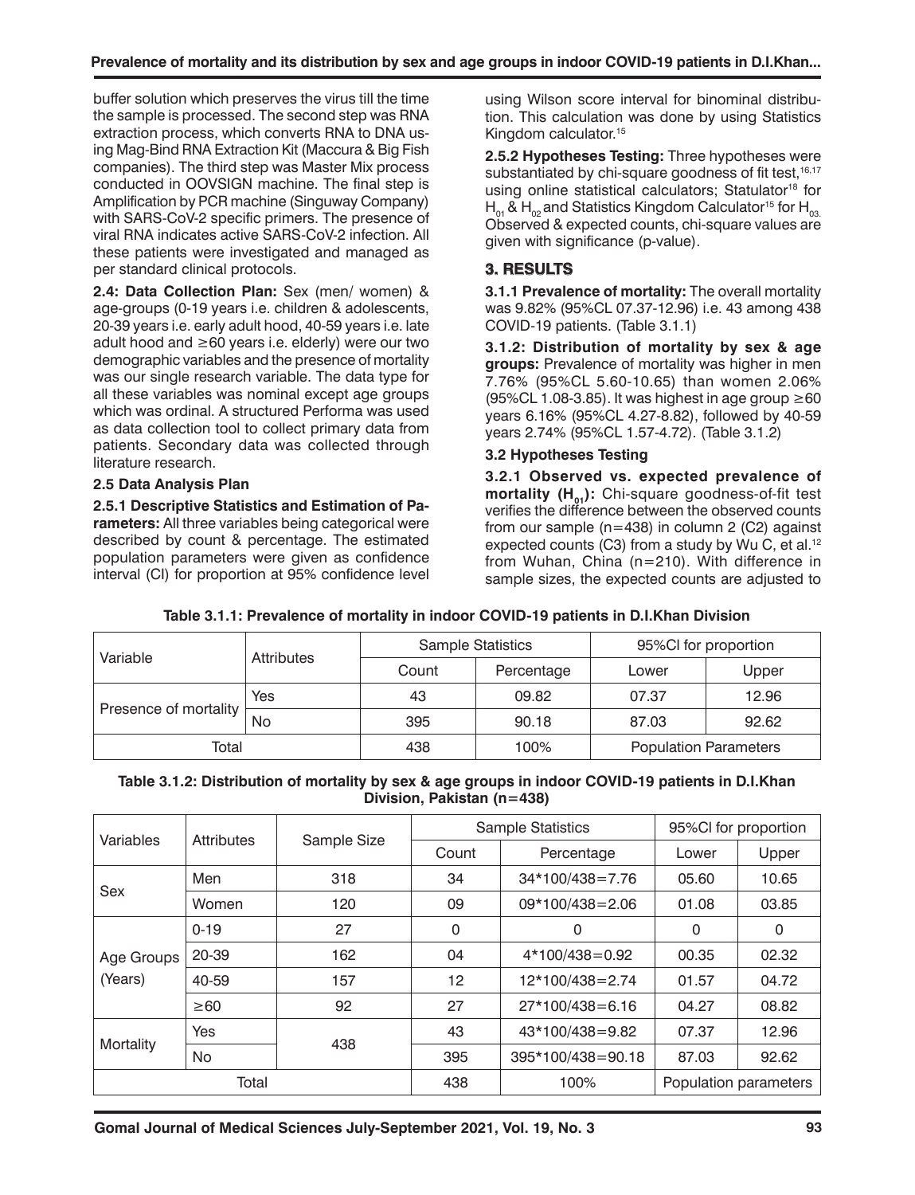buffer solution which preserves the virus till the time the sample is processed. The second step was RNA extraction process, which converts RNA to DNA using Mag-Bind RNA Extraction Kit (Maccura & Big Fish companies). The third step was Master Mix process conducted in OOVSIGN machine. The final step is Amplification by PCR machine (Singuway Company) with SARS-CoV-2 specific primers. The presence of viral RNA indicates active SARS-CoV-2 infection. All these patients were investigated and managed as per standard clinical protocols.

**2.4: Data Collection Plan:** Sex (men/ women) & age-groups (0-19 years i.e. children & adolescents, 20-39 years i.e. early adult hood, 40-59 years i.e. late adult hood and ≥60 years i.e. elderly) were our two demographic variables and the presence of mortality was our single research variable. The data type for all these variables was nominal except age groups which was ordinal. A structured Performa was used as data collection tool to collect primary data from patients. Secondary data was collected through literature research.

**2.5 Data Analysis Plan**

**2.5.1 Descriptive Statistics and Estimation of Parameters:** All three variables being categorical were described by count & percentage. The estimated population parameters were given as confidence interval (CI) for proportion at 95% confidence level using Wilson score interval for binominal distribution. This calculation was done by using Statistics Kingdom calculator.[15]

**2.5.2 Hypotheses Testing:** Three hypotheses were substantiated by chi-square goodness of fit test,[16,17] using online statistical calculators; Statulator[18] for $H_{01}$ & $H_{02}$ and Statistics Kingdom Calculator[15] for $H_{03}$. Observed & expected counts, chi-square values are given with significance (p-value).

## 3. RESULTS

**3.1.1 Prevalence of mortality:** The overall mortality was 9.82% (95%CL 07.37-12.96) i.e. 43 among 438 COVID-19 patients. (Table 3.1.1)

**3.1.2: Distribution of mortality by sex & age groups:** Prevalence of mortality was higher in men 7.76% (95%CL 5.60-10.65) than women 2.06% (95%CL 1.08-3.85). It was highest in age group ≥60 years 6.16% (95%CL 4.27-8.82), followed by 40-59 years 2.74% (95%CL 1.57-4.72). (Table 3.1.2)

**3.2 Hypotheses Testing**

**3.2.1 Observed vs. expected prevalence of mortality ($H_{01}$):** Chi-square goodness-of-fit test verifies the difference between the observed counts from our sample (n=438) in column 2 (C2) against expected counts (C3) from a study by Wu C, et al.[12] from Wuhan, China (n=210). With difference in sample sizes, the expected counts are adjusted to

**Table 3.1.1: Prevalence of mortality in indoor COVID-19 patients in D.I.Khan Division**

| Variable | Attributes | Sample Statistics | | 95%CI for proportion | |
|---|---|---|---|---|---|
| | | Count | Percentage | Lower | Upper |
| Presence of mortality | Yes | 43 | 09.82 | 07.37 | 12.96 |
| | No | 395 | 90.18 | 87.03 | 92.62 |
| Total | | 438 | 100% | Population Parameters | |

**Table 3.1.2: Distribution of mortality by sex & age groups in indoor COVID-19 patients in D.I.Khan Division, Pakistan (n=438)**

| Variables | Attributes | Sample Size | Sample Statistics | | 95%CI for proportion | |
|---|---|---|---|---|---|---|
| | | | Count | Percentage | Lower | Upper |
| Sex | Men | 318 | 34 | 34*100/438=7.76 | 05.60 | 10.65 |
| | Women | 120 | 09 | 09*100/438=2.06 | 01.08 | 03.85 |
| Age Groups (Years) | 0-19 | 27 | 0 | 0 | 0 | 0 |
| | 20-39 | 162 | 04 | 4*100/438=0.92 | 00.35 | 02.32 |
| | 40-59 | 157 | 12 | 12*100/438=2.74 | 01.57 | 04.72 |
| | ≥60 | 92 | 27 | 27*100/438=6.16 | 04.27 | 08.82 |
| Mortality | Yes | 438 | 43 | 43*100/438=9.82 | 07.37 | 12.96 |
| | No | | 395 | 395*100/438=90.18 | 87.03 | 92.62 |
| Total | | | 438 | 100% | Population parameters | |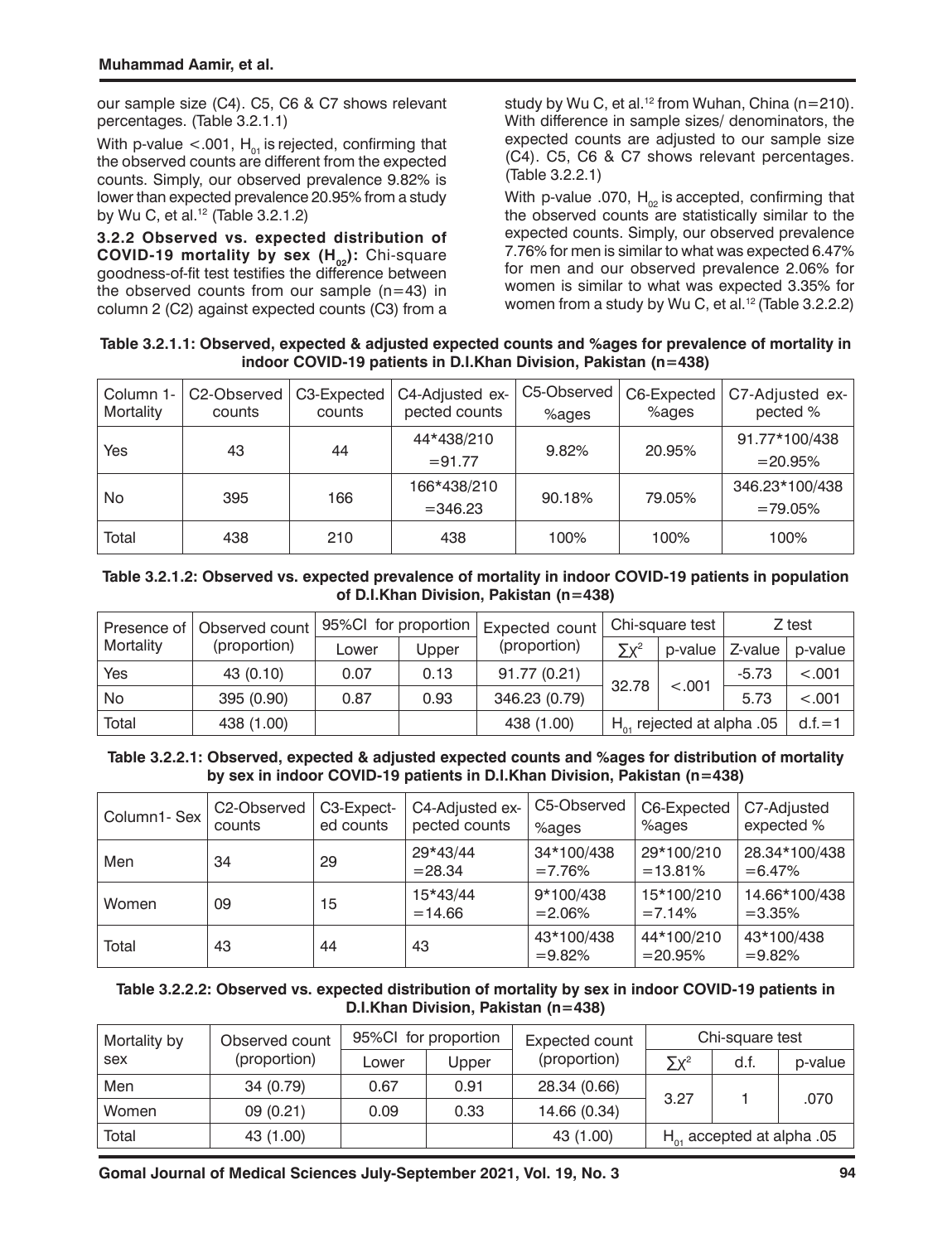our sample size (C4). C5, C6 & C7 shows relevant percentages. (Table 3.2.1.1)

With p-value <.001, $H_{01}$ is rejected, confirming that the observed counts are different from the expected counts. Simply, our observed prevalence 9.82% is lower than expected prevalence 20.95% from a study by Wu C, et al.[12] (Table 3.2.1.2)

**3.2.2 Observed vs. expected distribution of COVID-19 mortality by sex ($H_{02}$):** Chi-square goodness-of-fit test testifies the difference between the observed counts from our sample (n=43) in column 2 (C2) against expected counts (C3) from a study by Wu C, et al.[12] from Wuhan, China (n=210). With difference in sample sizes/ denominators, the expected counts are adjusted to our sample size (C4). C5, C6 & C7 shows relevant percentages. (Table 3.2.2.1)

With p-value .070, $H_{02}$ is accepted, confirming that the observed counts are statistically similar to the expected counts. Simply, our observed prevalence 7.76% for men is similar to what was expected 6.47% for men and our observed prevalence 2.06% for women is similar to what was expected 3.35% for women from a study by Wu C, et al.[12] (Table 3.2.2.2)

**Table 3.2.1.1: Observed, expected & adjusted expected counts and %ages for prevalence of mortality in indoor COVID-19 patients in D.I.Khan Division, Pakistan (n=438)**

| Column 1-Mortality | C2-Observed counts | C3-Expected counts | C4-Adjusted expected counts | C5-Observed %ages | C6-Expected %ages | C7-Adjusted expected % |
|---|---|---|---|---|---|---|
| Yes | 43 | 44 | 44*438/210 =91.77 | 9.82% | 20.95% | 91.77*100/438 =20.95% |
| No | 395 | 166 | 166*438/210 =346.23 | 90.18% | 79.05% | 346.23*100/438 =79.05% |
| Total | 438 | 210 | 438 | 100% | 100% | 100% |

**Table 3.2.1.2: Observed vs. expected prevalence of mortality in indoor COVID-19 patients in population of D.I.Khan Division, Pakistan (n=438)**

| Presence of Mortality | Observed count (proportion) | 95%CI for proportion | | Expected count (proportion) | Chi-square test | | Z test | |
|---|---|---|---|---|---|---|---|---|
| | | Lower | Upper | | $\sum\chi^2$ | p-value | Z-value | p-value |
| Yes | 43 (0.10) | 0.07 | 0.13 | 91.77 (0.21) | 32.78 | <.001 | -5.73 | <.001 |
| No | 395 (0.90) | 0.87 | 0.93 | 346.23 (0.79) | | | 5.73 | <.001 |
| Total | 438 (1.00) | | | 438 (1.00) | $H_{01}$ rejected at alpha .05 | | | d.f.=1 |

**Table 3.2.2.1: Observed, expected & adjusted expected counts and %ages for distribution of mortality by sex in indoor COVID-19 patients in D.I.Khan Division, Pakistan (n=438)**

| Column1- Sex | C2-Observed counts | C3-Expected counts | C4-Adjusted expected counts | C5-Observed %ages | C6-Expected %ages | C7-Adjusted expected % |
|---|---|---|---|---|---|---|
| Men | 34 | 29 | 29*43/44 =28.34 | 34*100/438 =7.76% | 29*100/210 =13.81% | 28.34*100/438 =6.47% |
| Women | 09 | 15 | 15*43/44 =14.66 | 9*100/438 =2.06% | 15*100/210 =7.14% | 14.66*100/438 =3.35% |
| Total | 43 | 44 | 43 | 43*100/438 =9.82% | 44*100/210 =20.95% | 43*100/438 =9.82% |

**Table 3.2.2.2: Observed vs. expected distribution of mortality by sex in indoor COVID-19 patients in D.I.Khan Division, Pakistan (n=438)**

| Mortality by sex | Observed count (proportion) | 95%CI for proportion | | Expected count (proportion) | Chi-square test | | |
|---|---|---|---|---|---|---|---|
| | | Lower | Upper | | $\sum\chi^2$ | d.f. | p-value |
| Men | 34 (0.79) | 0.67 | 0.91 | 28.34 (0.66) | 3.27 | 1 | .070 |
| Women | 09 (0.21) | 0.09 | 0.33 | 14.66 (0.34) | | | |
| Total | 43 (1.00) | | | 43 (1.00) | $H_{01}$ accepted at alpha .05 | | |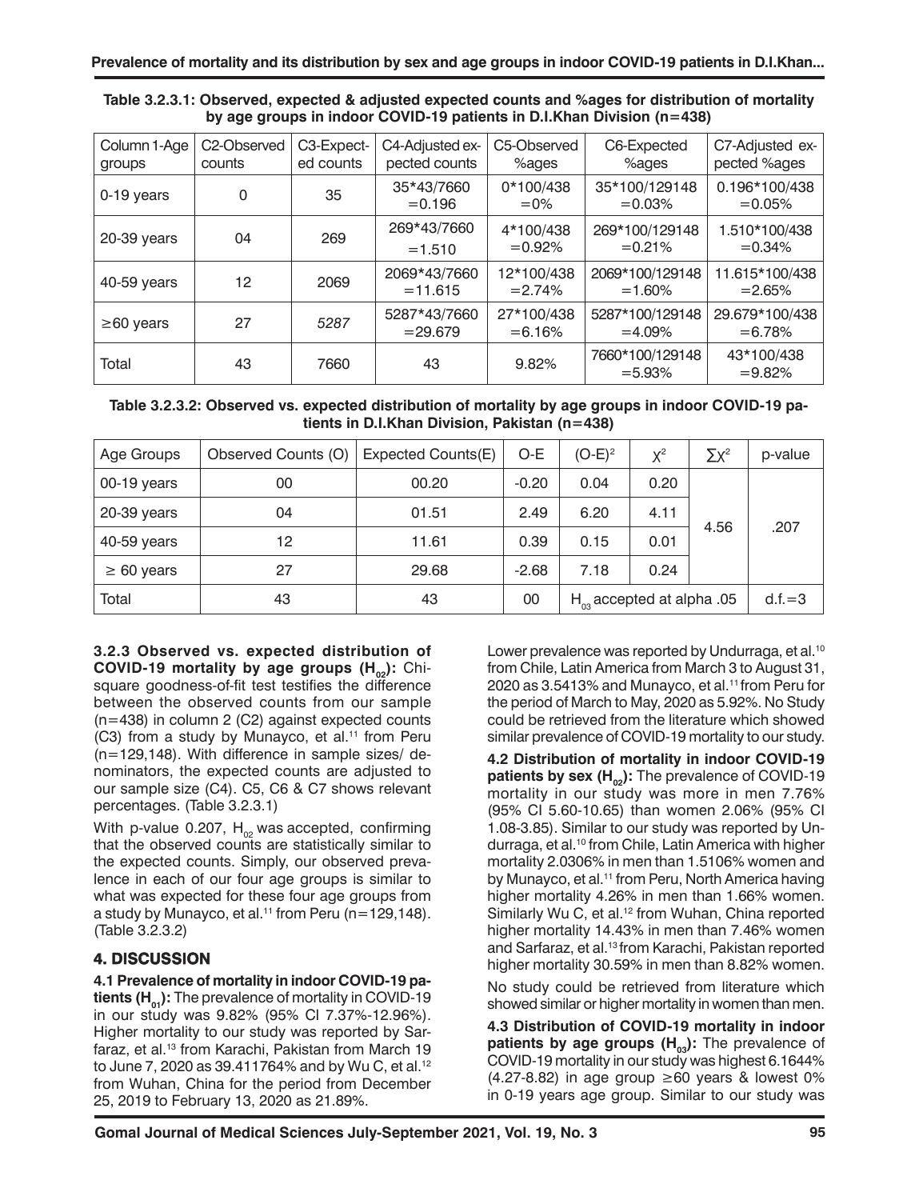**Table 3.2.3.1: Observed, expected & adjusted expected counts and %ages for distribution of mortality by age groups in indoor COVID-19 patients in D.I.Khan Division (n=438)**

| Column 1-Age groups | C2-Observed counts | C3-Expected counts | C4-Adjusted expected counts | C5-Observed %ages | C6-Expected %ages | C7-Adjusted expected %ages |
|---|---|---|---|---|---|---|
| 0-19 years | 0 | 35 | 35*43/7660 =0.196 | 0*100/438 =0% | 35*100/129148 =0.03% | 0.196*100/438 =0.05% |
| 20-39 years | 04 | 269 | 269*43/7660 =1.510 | 4*100/438 =0.92% | 269*100/129148 =0.21% | 1.510*100/438 =0.34% |
| 40-59 years | 12 | 2069 | 2069*43/7660 =11.615 | 12*100/438 =2.74% | 2069*100/129148 =1.60% | 11.615*100/438 =2.65% |
| ≥60 years | 27 | *5287* | 5287*43/7660 =29.679 | 27*100/438 =6.16% | 5287*100/129148 =4.09% | 29.679*100/438 =6.78% |
| Total | 43 | 7660 | 43 | 9.82% | 7660*100/129148 =5.93% | 43*100/438 =9.82% |

**Table 3.2.3.2: Observed vs. expected distribution of mortality by age groups in indoor COVID-19 patients in D.I.Khan Division, Pakistan (n=438)**

| Age Groups | Observed Counts (O) | Expected Counts(E) | O-E | $(O-E)^2$ | $\chi^2$ | $\sum\chi^2$ | p-value |
|---|---|---|---|---|---|---|---|
| 00-19 years | 00 | 00.20 | -0.20 | 0.04 | 0.20 | 4.56 | .207 |
| 20-39 years | 04 | 01.51 | 2.49 | 6.20 | 4.11 | | |
| 40-59 years | 12 | 11.61 | 0.39 | 0.15 | 0.01 | | |
| ≥ 60 years | 27 | 29.68 | -2.68 | 7.18 | 0.24 | | |
| Total | 43 | 43 | 00 | $H_{03}$ accepted at alpha .05 | | | d.f.=3 |

**3.2.3 Observed vs. expected distribution of COVID-19 mortality by age groups ($H_{02}$):** Chi-square goodness-of-fit test testifies the difference between the observed counts from our sample (n=438) in column 2 (C2) against expected counts (C3) from a study by Munayco, et al.[11] from Peru (n=129,148). With difference in sample sizes/ denominators, the expected counts are adjusted to our sample size (C4). C5, C6 & C7 shows relevant percentages. (Table 3.2.3.1)

With p-value 0.207, $H_{02}$ was accepted, confirming that the observed counts are statistically similar to the expected counts. Simply, our observed prevalence in each of our four age groups is similar to what was expected for these four age groups from a study by Munayco, et al.[11] from Peru (n=129,148). (Table 3.2.3.2)

## 4. DISCUSSION

**4.1 Prevalence of mortality in indoor COVID-19 patients ($H_{01}$):** The prevalence of mortality in COVID-19 in our study was 9.82% (95% CI 7.37%-12.96%). Higher mortality to our study was reported by Sarfaraz, et al.[13] from Karachi, Pakistan from March 19 to June 7, 2020 as 39.411764% and by Wu C, et al.[12] from Wuhan, China for the period from December 25, 2019 to February 13, 2020 as 21.89%.

Lower prevalence was reported by Undurraga, et al.[10] from Chile, Latin America from March 3 to August 31, 2020 as 3.5413% and Munayco, et al.[11] from Peru for the period of March to May, 2020 as 5.92%. No Study could be retrieved from the literature which showed similar prevalence of COVID-19 mortality to our study.

**4.2 Distribution of mortality in indoor COVID-19 patients by sex ($H_{02}$):** The prevalence of COVID-19 mortality in our study was more in men 7.76% (95% CI 5.60-10.65) than women 2.06% (95% CI 1.08-3.85). Similar to our study was reported by Undurraga, et al.[10] from Chile, Latin America with higher mortality 2.0306% in men than 1.5106% women and by Munayco, et al.[11] from Peru, North America having higher mortality 4.26% in men than 1.66% women. Similarly Wu C, et al.[12] from Wuhan, China reported higher mortality 14.43% in men than 7.46% women and Sarfaraz, et al.[13] from Karachi, Pakistan reported higher mortality 30.59% in men than 8.82% women.

No study could be retrieved from literature which showed similar or higher mortality in women than men.

**4.3 Distribution of COVID-19 mortality in indoor patients by age groups ($H_{03}$):** The prevalence of COVID-19 mortality in our study was highest 6.1644% (4.27-8.82) in age group ≥60 years & lowest 0% in 0-19 years age group. Similar to our study was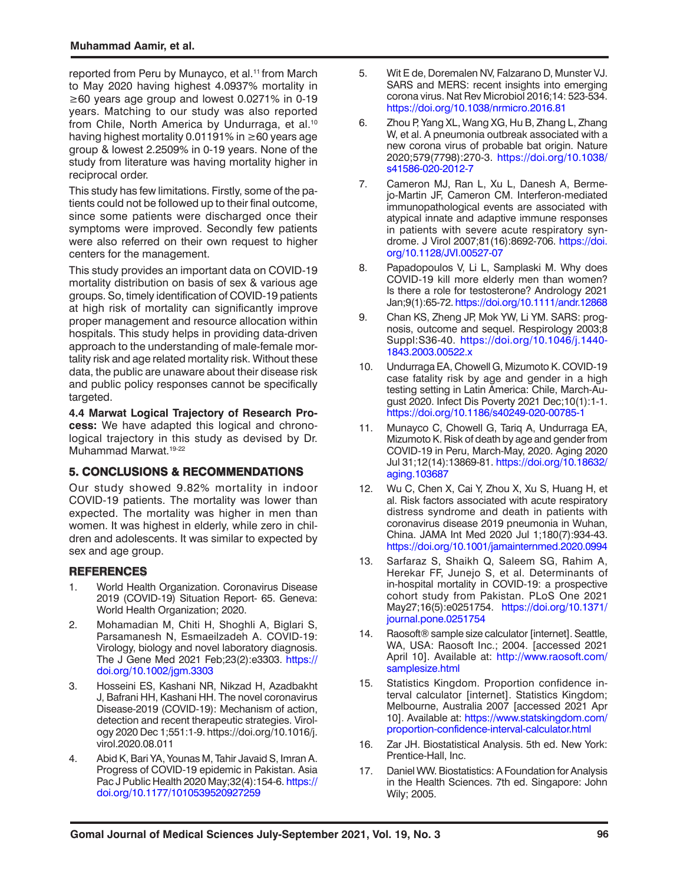reported from Peru by Munayco, et al.[11] from March to May 2020 having highest 4.0937% mortality in ≥60 years age group and lowest 0.0271% in 0-19 years. Matching to our study was also reported from Chile, North America by Undurraga, et al.[10] having highest mortality 0.01191% in ≥60 years age group & lowest 2.2509% in 0-19 years. None of the study from literature was having mortality higher in reciprocal order.

This study has few limitations. Firstly, some of the patients could not be followed up to their final outcome, since some patients were discharged once their symptoms were improved. Secondly few patients were also referred on their own request to higher centers for the management.

This study provides an important data on COVID-19 mortality distribution on basis of sex & various age groups. So, timely identification of COVID-19 patients at high risk of mortality can significantly improve proper management and resource allocation within hospitals. This study helps in providing data-driven approach to the understanding of male-female mortality risk and age related mortality risk. Without these data, the public are unaware about their disease risk and public policy responses cannot be specifically targeted.

**4.4 Marwat Logical Trajectory of Research Process:** We have adapted this logical and chronological trajectory in this study as devised by Dr. Muhammad Marwat.[19-22]

## 5. CONCLUSIONS & RECOMMENDATIONS

Our study showed 9.82% mortality in indoor COVID-19 patients. The mortality was lower than expected. The mortality was higher in men than women. It was highest in elderly, while zero in children and adolescents. It was similar to expected by sex and age group.

## REFERENCES

1. World Health Organization. Coronavirus Disease 2019 (COVID-19) Situation Report- 65. Geneva: World Health Organization; 2020.
2. Mohamadian M, Chiti H, Shoghli A, Biglari S, Parsamanesh N, Esmaeilzadeh A. COVID-19: Virology, biology and novel laboratory diagnosis. The J Gene Med 2021 Feb;23(2):e3303. https://doi.org/10.1002/jgm.3303
3. Hosseini ES, Kashani NR, Nikzad H, Azadbakht J, Bafrani HH, Kashani HH. The novel coronavirus Disease-2019 (COVID-19): Mechanism of action, detection and recent therapeutic strategies. Virology 2020 Dec 1;551:1-9. https://doi.org/10.1016/j.virol.2020.08.011
4. Abid K, Bari YA, Younas M, Tahir Javaid S, Imran A. Progress of COVID-19 epidemic in Pakistan. Asia Pac J Public Health 2020 May;32(4):154-6. https://doi.org/10.1177/1010539520927259
5. Wit E de, Doremalen NV, Falzarano D, Munster VJ. SARS and MERS: recent insights into emerging corona virus. Nat Rev Microbiol 2016;14: 523-534. https://doi.org/10.1038/nrmicro.2016.81
6. Zhou P, Yang XL, Wang XG, Hu B, Zhang L, Zhang W, et al. A pneumonia outbreak associated with a new corona virus of probable bat origin. Nature 2020;579(7798):270-3. https://doi.org/10.1038/s41586-020-2012-7
7. Cameron MJ, Ran L, Xu L, Danesh A, Bermejo-Martin JF, Cameron CM. Interferon-mediated immunopathological events are associated with atypical innate and adaptive immune responses in patients with severe acute respiratory syndrome. J Virol 2007;81(16):8692-706. https://doi.org/10.1128/JVI.00527-07
8. Papadopoulos V, Li L, Samplaski M. Why does COVID-19 kill more elderly men than women? Is there a role for testosterone? Andrology 2021 Jan;9(1):65-72. https://doi.org/10.1111/andr.12868
9. Chan KS, Zheng JP, Mok YW, Li YM. SARS: prognosis, outcome and sequel. Respirology 2003;8 Suppl:S36-40. https://doi.org/10.1046/j.1440-1843.2003.00522.x
10. Undurraga EA, Chowell G, Mizumoto K. COVID-19 case fatality risk by age and gender in a high testing setting in Latin America: Chile, March-August 2020. Infect Dis Poverty 2021 Dec;10(1):1-1. https://doi.org/10.1186/s40249-020-00785-1
11. Munayco C, Chowell G, Tariq A, Undurraga EA, Mizumoto K. Risk of death by age and gender from COVID-19 in Peru, March-May, 2020. Aging 2020 Jul 31;12(14):13869-81. https://doi.org/10.18632/aging.103687
12. Wu C, Chen X, Cai Y, Zhou X, Xu S, Huang H, et al. Risk factors associated with acute respiratory distress syndrome and death in patients with coronavirus disease 2019 pneumonia in Wuhan, China. JAMA Int Med 2020 Jul 1;180(7):934-43. https://doi.org/10.1001/jamainternmed.2020.0994
13. Sarfaraz S, Shaikh Q, Saleem SG, Rahim A, Herekar FF, Junejo S, et al. Determinants of in-hospital mortality in COVID-19: a prospective cohort study from Pakistan. PLoS One 2021 May27;16(5):e0251754. https://doi.org/10.1371/journal.pone.0251754
14. Raosoft® sample size calculator [internet]. Seattle, WA, USA: Raosoft Inc.; 2004. [accessed 2021 April 10]. Available at: http://www.raosoft.com/samplesize.html
15. Statistics Kingdom. Proportion confidence interval calculator [internet]. Statistics Kingdom; Melbourne, Australia 2007 [accessed 2021 Apr 10]. Available at: https://www.statskingdom.com/proportion-confidence-interval-calculator.html
16. Zar JH. Biostatistical Analysis. 5th ed. New York: Prentice-Hall, Inc.
17. Daniel WW. Biostatistics: A Foundation for Analysis in the Health Sciences. 7th ed. Singapore: John Wily; 2005.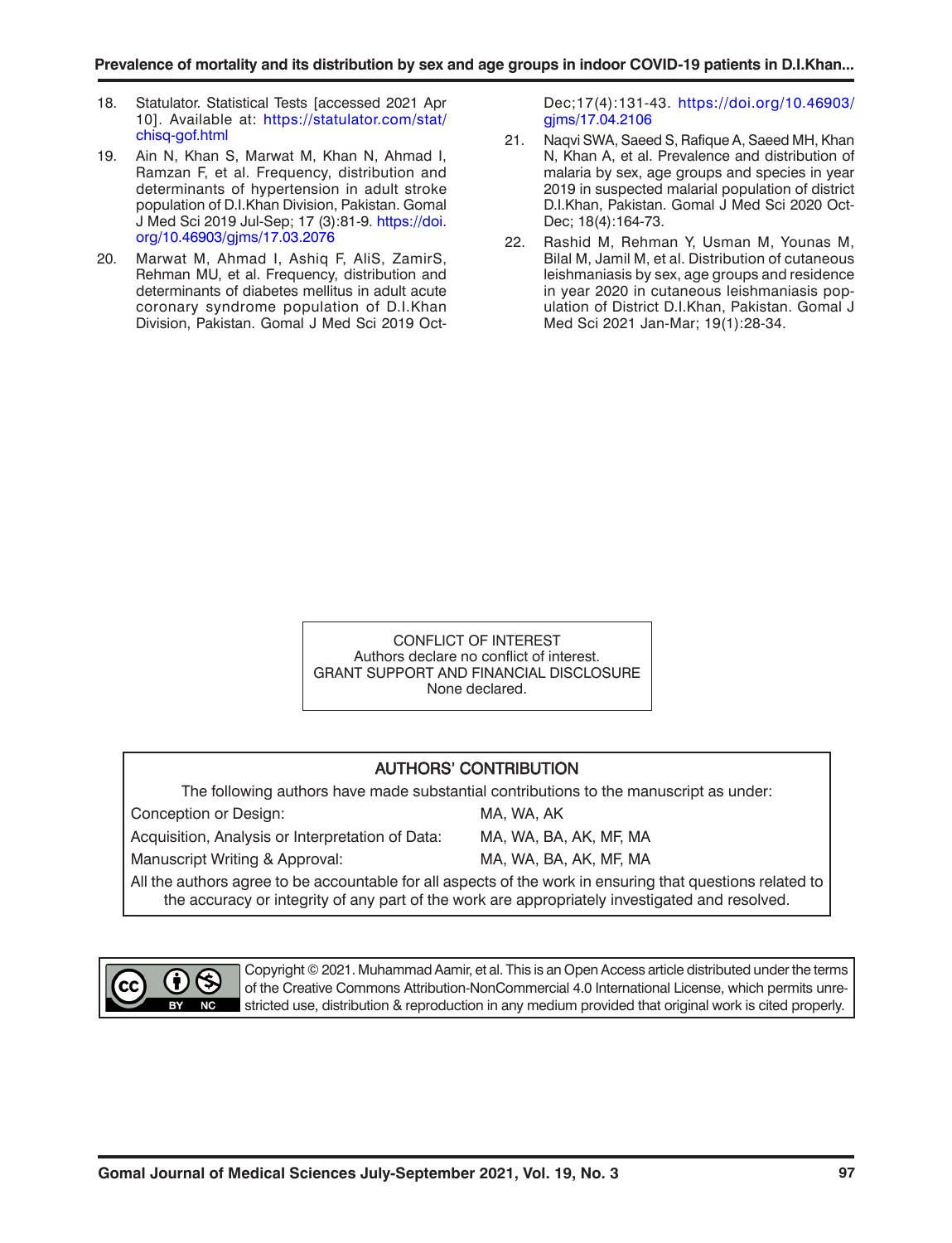18. Statulator. Statistical Tests [accessed 2021 Apr 10]. Available at: https://statulator.com/stat/chisq-gof.html
19. Ain N, Khan S, Marwat M, Khan N, Ahmad I, Ramzan F, et al. Frequency, distribution and determinants of hypertension in adult stroke population of D.I.Khan Division, Pakistan. Gomal J Med Sci 2019 Jul-Sep; 17 (3):81-9. https://doi.org/10.46903/gjms/17.03.2076
20. Marwat M, Ahmad I, Ashiq F, AliS, ZamirS, Rehman MU, et al. Frequency, distribution and determinants of diabetes mellitus in adult acute coronary syndrome population of D.I.Khan Division, Pakistan. Gomal J Med Sci 2019 Oct-Dec;17(4):131-43. https://doi.org/10.46903/gjms/17.04.2106
21. Naqvi SWA, Saeed S, Rafique A, Saeed MH, Khan N, Khan A, et al. Prevalence and distribution of malaria by sex, age groups and species in year 2019 in suspected malarial population of district D.I.Khan, Pakistan. Gomal J Med Sci 2020 Oct-Dec; 18(4):164-73.
22. Rashid M, Rehman Y, Usman M, Younas M, Bilal M, Jamil M, et al. Distribution of cutaneous leishmaniasis by sex, age groups and residence in year 2020 in cutaneous leishmaniasis population of District D.I.Khan, Pakistan. Gomal J Med Sci 2021 Jan-Mar; 19(1):28-34.

CONFLICT OF INTEREST
Authors declare no conflict of interest.
GRANT SUPPORT AND FINANCIAL DISCLOSURE
None declared.

**AUTHORS' CONTRIBUTION**

The following authors have made substantial contributions to the manuscript as under:

| | |
|---|---|
| Conception or Design: | MA, WA, AK |
| Acquisition, Analysis or Interpretation of Data: | MA, WA, BA, AK, MF, MA |
| Manuscript Writing & Approval: | MA, WA, BA, AK, MF, MA |

All the authors agree to be accountable for all aspects of the work in ensuring that questions related to the accuracy or integrity of any part of the work are appropriately investigated and resolved.

Copyright © 2021. Muhammad Aamir, et al. This is an Open Access article distributed under the terms of the Creative Commons Attribution-NonCommercial 4.0 International License, which permits unrestricted use, distribution & reproduction in any medium provided that original work is cited properly.